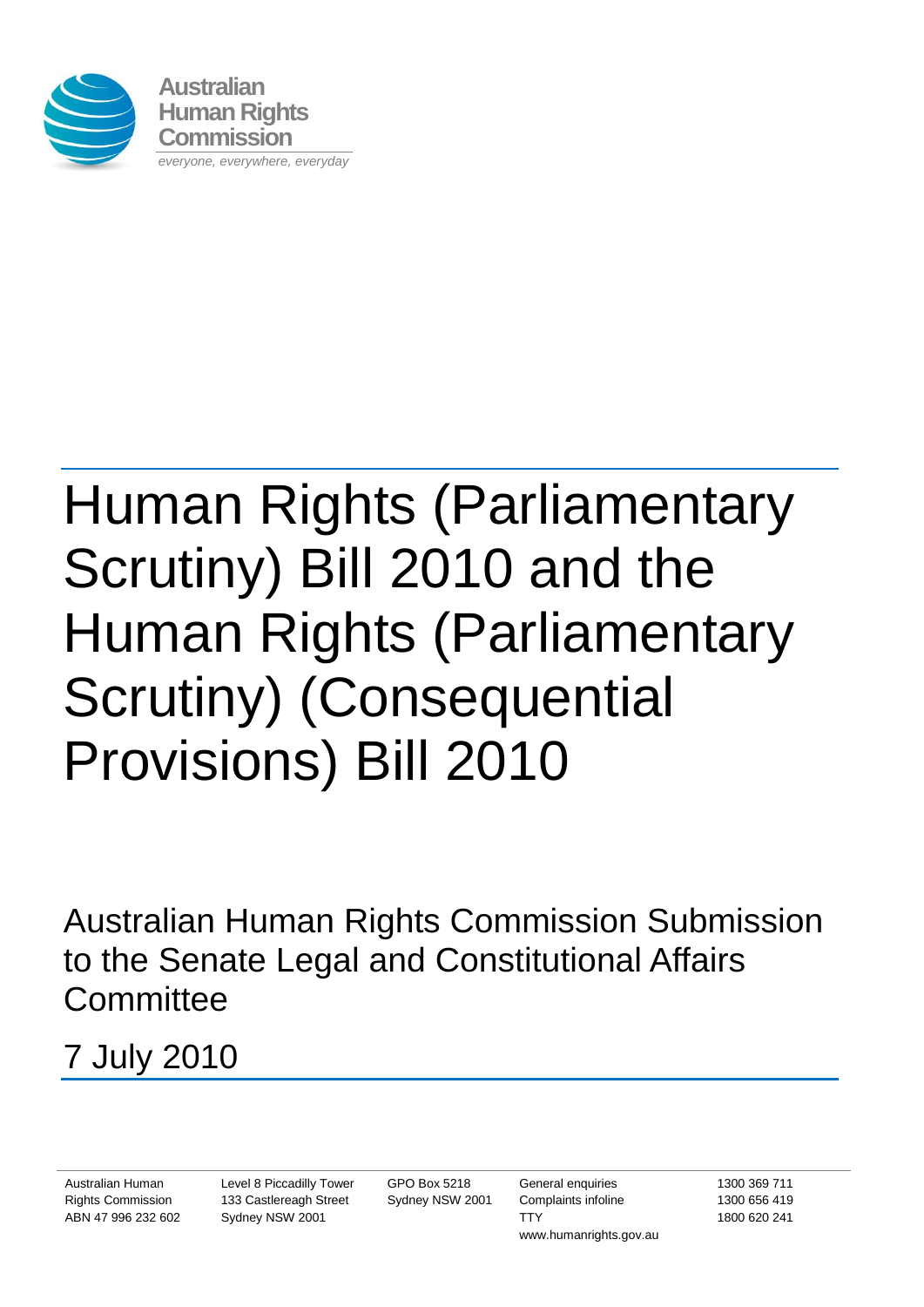Australian Human Rights Commission

*everyone, everywhere, everyday*

# Human Rights (Parliamentary Scrutiny) Bill 2010 and the Human Rights (Parliamentary Scrutiny) (Consequential Provisions) Bill 2010

Australian Human Rights Commission Submission to the Senate Legal and Constitutional Affairs Committee

7 July 2010

Australian Human Rights Commission
ABN 47 996 232 602

Level 8 Piccadilly Tower
133 Castlereagh Street
Sydney NSW 2001

GPO Box 5218
Sydney NSW 2001

General enquiries 1300 369 711
Complaints infoline 1300 656 419
TTY 1800 620 241
www.humanrights.gov.au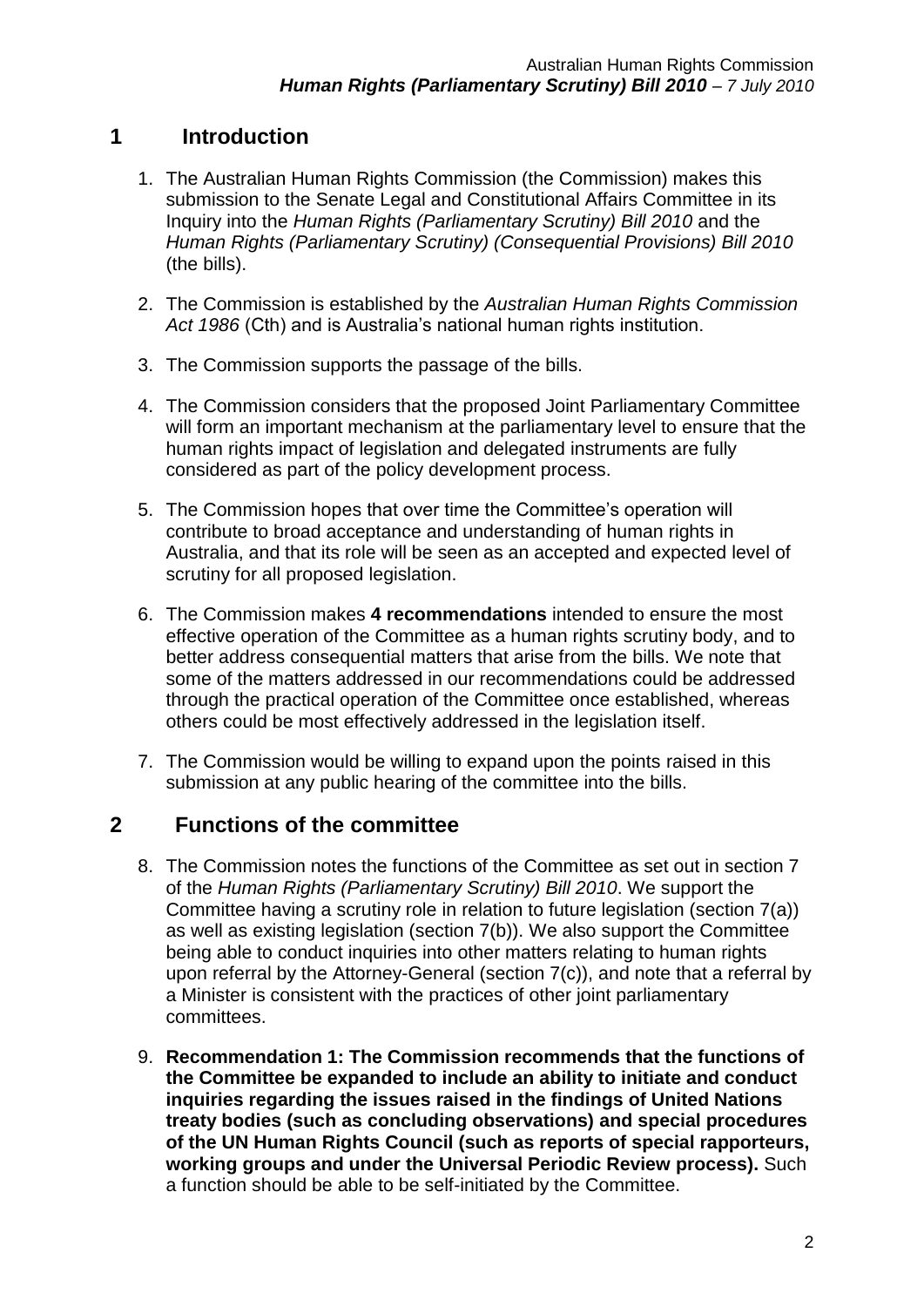## 1 Introduction

1. The Australian Human Rights Commission (the Commission) makes this submission to the Senate Legal and Constitutional Affairs Committee in its Inquiry into the *Human Rights (Parliamentary Scrutiny) Bill 2010* and the *Human Rights (Parliamentary Scrutiny) (Consequential Provisions) Bill 2010* (the bills).

2. The Commission is established by the *Australian Human Rights Commission Act 1986* (Cth) and is Australia's national human rights institution.

3. The Commission supports the passage of the bills.

4. The Commission considers that the proposed Joint Parliamentary Committee will form an important mechanism at the parliamentary level to ensure that the human rights impact of legislation and delegated instruments are fully considered as part of the policy development process.

5. The Commission hopes that over time the Committee's operation will contribute to broad acceptance and understanding of human rights in Australia, and that its role will be seen as an accepted and expected level of scrutiny for all proposed legislation.

6. The Commission makes **4 recommendations** intended to ensure the most effective operation of the Committee as a human rights scrutiny body, and to better address consequential matters that arise from the bills. We note that some of the matters addressed in our recommendations could be addressed through the practical operation of the Committee once established, whereas others could be most effectively addressed in the legislation itself.

7. The Commission would be willing to expand upon the points raised in this submission at any public hearing of the committee into the bills.

## 2 Functions of the committee

8. The Commission notes the functions of the Committee as set out in section 7 of the *Human Rights (Parliamentary Scrutiny) Bill 2010*. We support the Committee having a scrutiny role in relation to future legislation (section 7(a)) as well as existing legislation (section 7(b)). We also support the Committee being able to conduct inquiries into other matters relating to human rights upon referral by the Attorney-General (section 7(c)), and note that a referral by a Minister is consistent with the practices of other joint parliamentary committees.

9. **Recommendation 1: The Commission recommends that the functions of the Committee be expanded to include an ability to initiate and conduct inquiries regarding the issues raised in the findings of United Nations treaty bodies (such as concluding observations) and special procedures of the UN Human Rights Council (such as reports of special rapporteurs, working groups and under the Universal Periodic Review process).** Such a function should be able to be self-initiated by the Committee.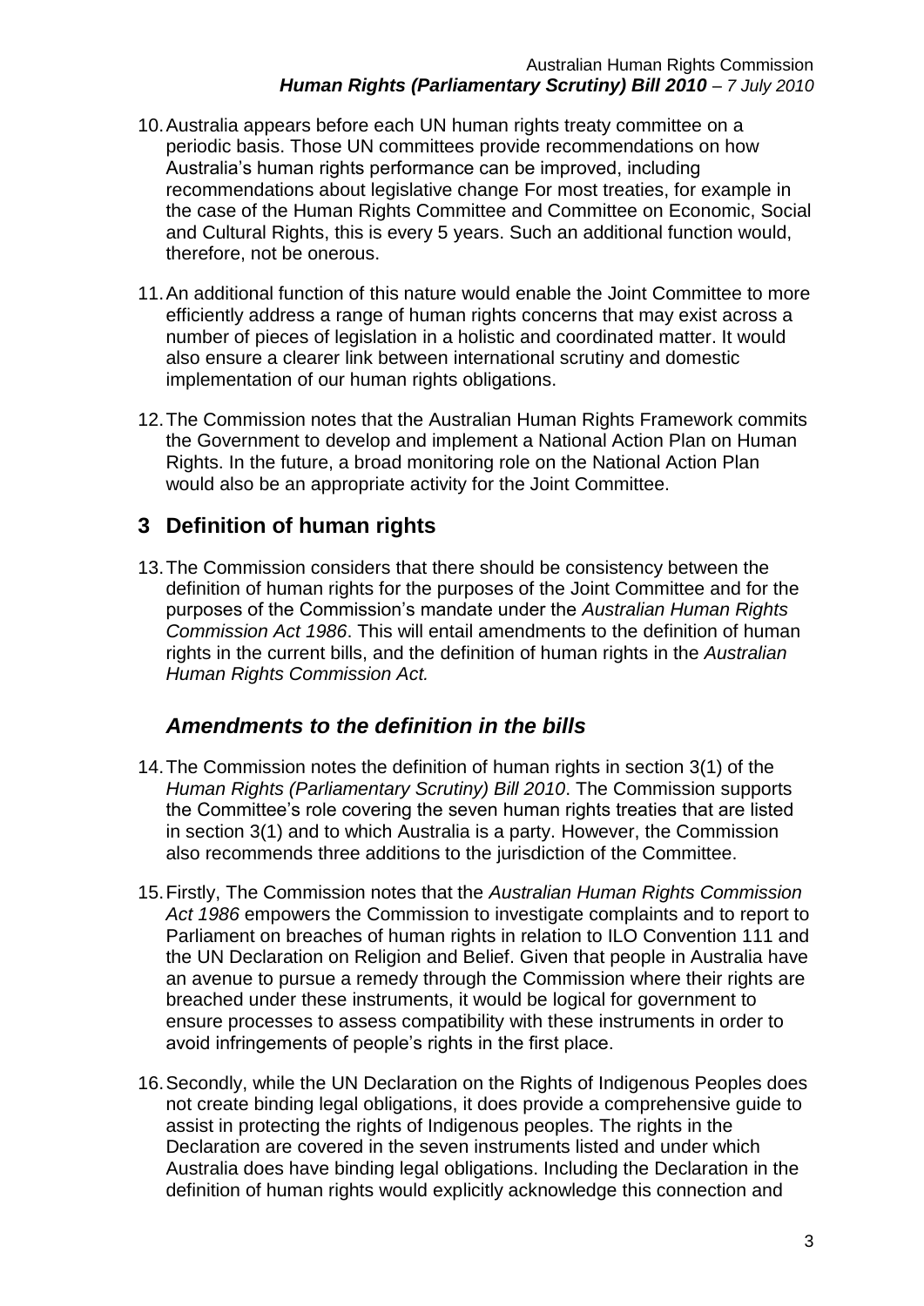10. Australia appears before each UN human rights treaty committee on a periodic basis. Those UN committees provide recommendations on how Australia's human rights performance can be improved, including recommendations about legislative change For most treaties, for example in the case of the Human Rights Committee and Committee on Economic, Social and Cultural Rights, this is every 5 years. Such an additional function would, therefore, not be onerous.

11. An additional function of this nature would enable the Joint Committee to more efficiently address a range of human rights concerns that may exist across a number of pieces of legislation in a holistic and coordinated matter. It would also ensure a clearer link between international scrutiny and domestic implementation of our human rights obligations.

12. The Commission notes that the Australian Human Rights Framework commits the Government to develop and implement a National Action Plan on Human Rights. In the future, a broad monitoring role on the National Action Plan would also be an appropriate activity for the Joint Committee.

## 3 Definition of human rights

13. The Commission considers that there should be consistency between the definition of human rights for the purposes of the Joint Committee and for the purposes of the Commission's mandate under the *Australian Human Rights Commission Act 1986*. This will entail amendments to the definition of human rights in the current bills, and the definition of human rights in the *Australian Human Rights Commission Act.*

### *Amendments to the definition in the bills*

14. The Commission notes the definition of human rights in section 3(1) of the *Human Rights (Parliamentary Scrutiny) Bill 2010*. The Commission supports the Committee's role covering the seven human rights treaties that are listed in section 3(1) and to which Australia is a party. However, the Commission also recommends three additions to the jurisdiction of the Committee.

15. Firstly, The Commission notes that the *Australian Human Rights Commission Act 1986* empowers the Commission to investigate complaints and to report to Parliament on breaches of human rights in relation to ILO Convention 111 and the UN Declaration on Religion and Belief. Given that people in Australia have an avenue to pursue a remedy through the Commission where their rights are breached under these instruments, it would be logical for government to ensure processes to assess compatibility with these instruments in order to avoid infringements of people's rights in the first place.

16. Secondly, while the UN Declaration on the Rights of Indigenous Peoples does not create binding legal obligations, it does provide a comprehensive guide to assist in protecting the rights of Indigenous peoples. The rights in the Declaration are covered in the seven instruments listed and under which Australia does have binding legal obligations. Including the Declaration in the definition of human rights would explicitly acknowledge this connection and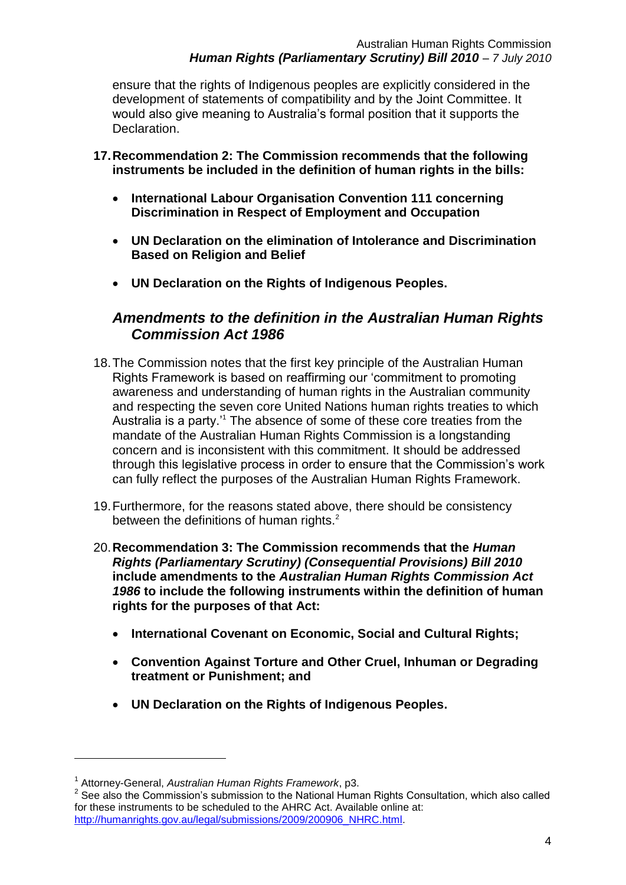ensure that the rights of Indigenous peoples are explicitly considered in the development of statements of compatibility and by the Joint Committee. It would also give meaning to Australia's formal position that it supports the Declaration.

17. **Recommendation 2: The Commission recommends that the following instruments be included in the definition of human rights in the bills:**

    - **International Labour Organisation Convention 111 concerning Discrimination in Respect of Employment and Occupation**
    - **UN Declaration on the elimination of Intolerance and Discrimination Based on Religion and Belief**
    - **UN Declaration on the Rights of Indigenous Peoples.**

## *Amendments to the definition in the Australian Human Rights Commission Act 1986*

18. The Commission notes that the first key principle of the Australian Human Rights Framework is based on reaffirming our 'commitment to promoting awareness and understanding of human rights in the Australian community and respecting the seven core United Nations human rights treaties to which Australia is a party.'[1] The absence of some of these core treaties from the mandate of the Australian Human Rights Commission is a longstanding concern and is inconsistent with this commitment. It should be addressed through this legislative process in order to ensure that the Commission's work can fully reflect the purposes of the Australian Human Rights Framework.

19. Furthermore, for the reasons stated above, there should be consistency between the definitions of human rights.[2]

20. **Recommendation 3: The Commission recommends that the *Human Rights (Parliamentary Scrutiny) (Consequential Provisions) Bill 2010* include amendments to the *Australian Human Rights Commission Act 1986* to include the following instruments within the definition of human rights for the purposes of that Act:**

    - **International Covenant on Economic, Social and Cultural Rights;**
    - **Convention Against Torture and Other Cruel, Inhuman or Degrading treatment or Punishment; and**
    - **UN Declaration on the Rights of Indigenous Peoples.**

---

[1] Attorney-General, *Australian Human Rights Framework*, p3.

[2] See also the Commission's submission to the National Human Rights Consultation, which also called for these instruments to be scheduled to the AHRC Act. Available online at: http://humanrights.gov.au/legal/submissions/2009/200906_NHRC.html.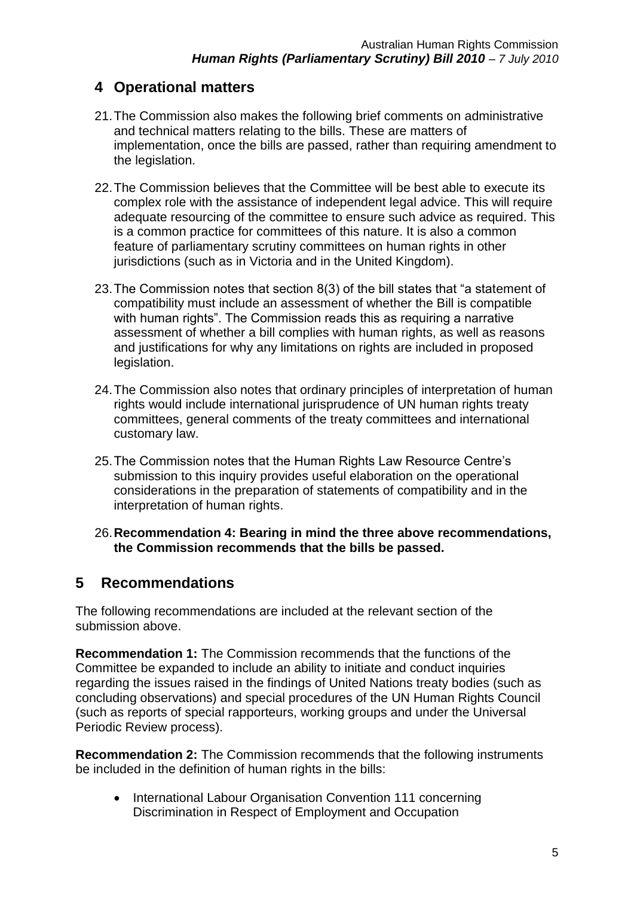## 4 Operational matters

21. The Commission also makes the following brief comments on administrative and technical matters relating to the bills. These are matters of implementation, once the bills are passed, rather than requiring amendment to the legislation.

22. The Commission believes that the Committee will be best able to execute its complex role with the assistance of independent legal advice. This will require adequate resourcing of the committee to ensure such advice as required. This is a common practice for committees of this nature. It is also a common feature of parliamentary scrutiny committees on human rights in other jurisdictions (such as in Victoria and in the United Kingdom).

23. The Commission notes that section 8(3) of the bill states that "a statement of compatibility must include an assessment of whether the Bill is compatible with human rights". The Commission reads this as requiring a narrative assessment of whether a bill complies with human rights, as well as reasons and justifications for why any limitations on rights are included in proposed legislation.

24. The Commission also notes that ordinary principles of interpretation of human rights would include international jurisprudence of UN human rights treaty committees, general comments of the treaty committees and international customary law.

25. The Commission notes that the Human Rights Law Resource Centre's submission to this inquiry provides useful elaboration on the operational considerations in the preparation of statements of compatibility and in the interpretation of human rights.

26. **Recommendation 4: Bearing in mind the three above recommendations, the Commission recommends that the bills be passed.**

## 5 Recommendations

The following recommendations are included at the relevant section of the submission above.

**Recommendation 1:** The Commission recommends that the functions of the Committee be expanded to include an ability to initiate and conduct inquiries regarding the issues raised in the findings of United Nations treaty bodies (such as concluding observations) and special procedures of the UN Human Rights Council (such as reports of special rapporteurs, working groups and under the Universal Periodic Review process).

**Recommendation 2:** The Commission recommends that the following instruments be included in the definition of human rights in the bills:

- International Labour Organisation Convention 111 concerning Discrimination in Respect of Employment and Occupation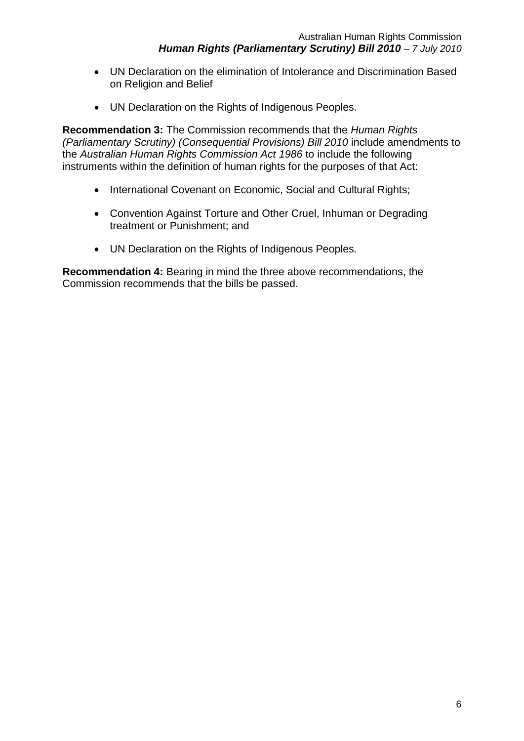- UN Declaration on the elimination of Intolerance and Discrimination Based on Religion and Belief

- UN Declaration on the Rights of Indigenous Peoples.

**Recommendation 3:** The Commission recommends that the *Human Rights (Parliamentary Scrutiny) (Consequential Provisions) Bill 2010* include amendments to the *Australian Human Rights Commission Act 1986* to include the following instruments within the definition of human rights for the purposes of that Act:

- International Covenant on Economic, Social and Cultural Rights;

- Convention Against Torture and Other Cruel, Inhuman or Degrading treatment or Punishment; and

- UN Declaration on the Rights of Indigenous Peoples.

**Recommendation 4:** Bearing in mind the three above recommendations, the Commission recommends that the bills be passed.